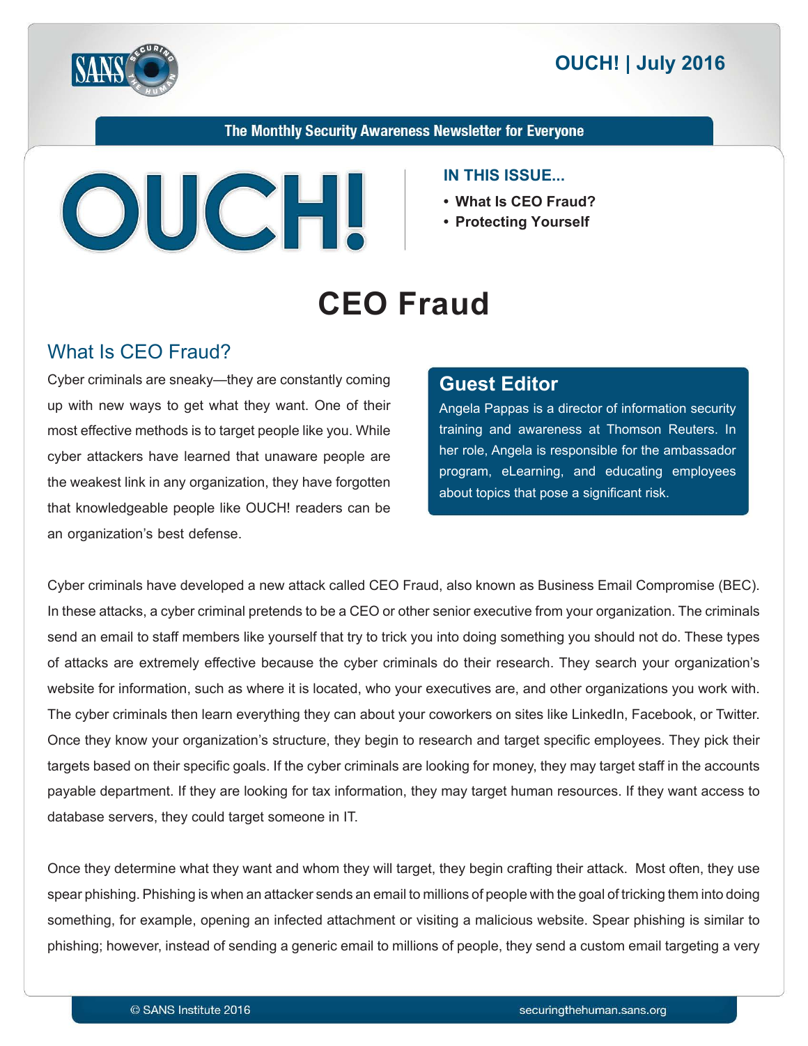The Monthly Security Awareness Newsletter for Everyone

# OUCH!

**IN THIS ISSUE...**

- **What Is CEO Fraud?**
- **Protecting Yourself**

# CEO Fraud

## What Is CEO Fraud?

Cyber criminals are sneaky—they are constantly coming up with new ways to get what they want. One of their most effective methods is to target people like you. While cyber attackers have learned that unaware people are the weakest link in any organization, they have forgotten that knowledgeable people like OUCH! readers can be an organization's best defense.

### Guest Editor

Angela Pappas is a director of information security training and awareness at Thomson Reuters. In her role, Angela is responsible for the ambassador program, eLearning, and educating employees about topics that pose a significant risk.

Cyber criminals have developed a new attack called CEO Fraud, also known as Business Email Compromise (BEC). In these attacks, a cyber criminal pretends to be a CEO or other senior executive from your organization. The criminals send an email to staff members like yourself that try to trick you into doing something you should not do. These types of attacks are extremely effective because the cyber criminals do their research. They search your organization's website for information, such as where it is located, who your executives are, and other organizations you work with. The cyber criminals then learn everything they can about your coworkers on sites like LinkedIn, Facebook, or Twitter. Once they know your organization's structure, they begin to research and target specific employees. They pick their targets based on their specific goals. If the cyber criminals are looking for money, they may target staff in the accounts payable department. If they are looking for tax information, they may target human resources. If they want access to database servers, they could target someone in IT.

Once they determine what they want and whom they will target, they begin crafting their attack. Most often, they use spear phishing. Phishing is when an attacker sends an email to millions of people with the goal of tricking them into doing something, for example, opening an infected attachment or visiting a malicious website. Spear phishing is similar to phishing; however, instead of sending a generic email to millions of people, they send a custom email targeting a very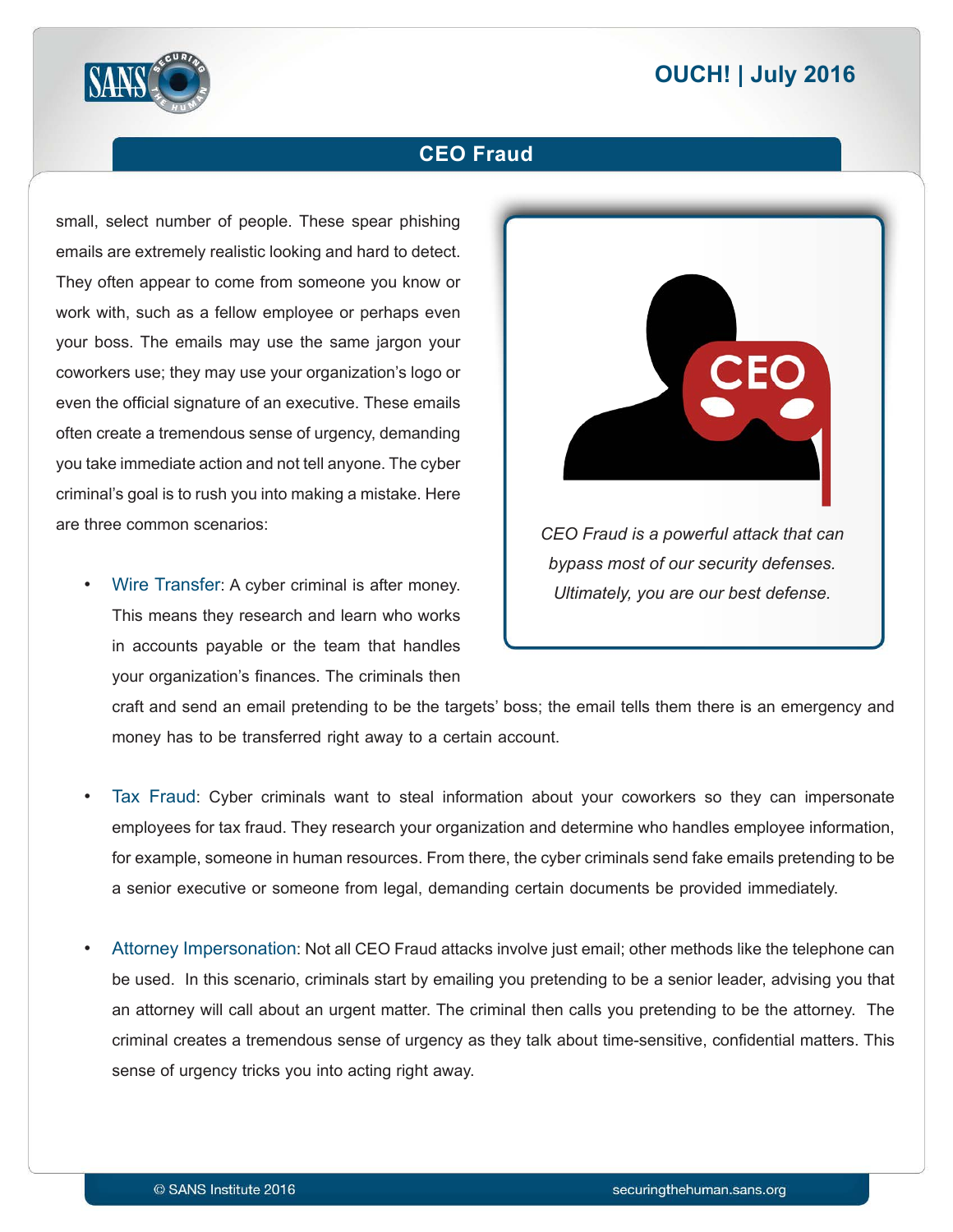small, select number of people. These spear phishing emails are extremely realistic looking and hard to detect. They often appear to come from someone you know or work with, such as a fellow employee or perhaps even your boss. The emails may use the same jargon your coworkers use; they may use your organization's logo or even the official signature of an executive. These emails often create a tremendous sense of urgency, demanding you take immediate action and not tell anyone. The cyber criminal's goal is to rush you into making a mistake. Here are three common scenarios:

*CEO Fraud is a powerful attack that can bypass most of our security defenses. Ultimately, you are our best defense.*

- Wire Transfer: A cyber criminal is after money. This means they research and learn who works in accounts payable or the team that handles your organization's finances. The criminals then craft and send an email pretending to be the targets' boss; the email tells them there is an emergency and money has to be transferred right away to a certain account.

- Tax Fraud: Cyber criminals want to steal information about your coworkers so they can impersonate employees for tax fraud. They research your organization and determine who handles employee information, for example, someone in human resources. From there, the cyber criminals send fake emails pretending to be a senior executive or someone from legal, demanding certain documents be provided immediately.

- Attorney Impersonation: Not all CEO Fraud attacks involve just email; other methods like the telephone can be used. In this scenario, criminals start by emailing you pretending to be a senior leader, advising you that an attorney will call about an urgent matter. The criminal then calls you pretending to be the attorney. The criminal creates a tremendous sense of urgency as they talk about time-sensitive, confidential matters. This sense of urgency tricks you into acting right away.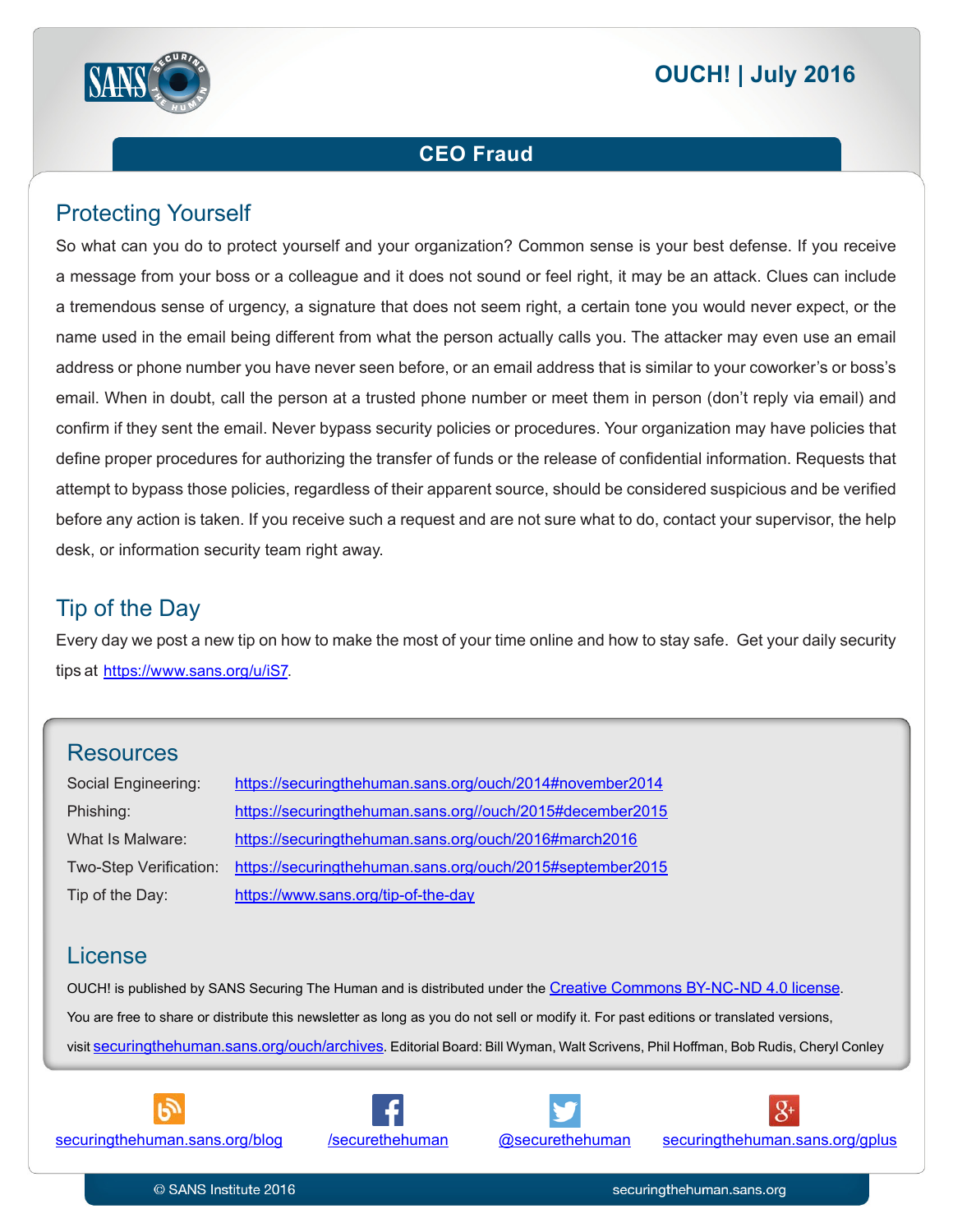## CEO Fraud

### Protecting Yourself

So what can you do to protect yourself and your organization? Common sense is your best defense. If you receive a message from your boss or a colleague and it does not sound or feel right, it may be an attack. Clues can include a tremendous sense of urgency, a signature that does not seem right, a certain tone you would never expect, or the name used in the email being different from what the person actually calls you. The attacker may even use an email address or phone number you have never seen before, or an email address that is similar to your coworker's or boss's email. When in doubt, call the person at a trusted phone number or meet them in person (don't reply via email) and confirm if they sent the email. Never bypass security policies or procedures. Your organization may have policies that define proper procedures for authorizing the transfer of funds or the release of confidential information. Requests that attempt to bypass those policies, regardless of their apparent source, should be considered suspicious and be verified before any action is taken. If you receive such a request and are not sure what to do, contact your supervisor, the help desk, or information security team right away.

### Tip of the Day

Every day we post a new tip on how to make the most of your time online and how to stay safe. Get your daily security tips at https://www.sans.org/u/iS7.

### Resources

| | |
|---|---|
| Social Engineering: | https://securingthehuman.sans.org/ouch/2014#november2014 |
| Phishing: | https://securingthehuman.sans.org//ouch/2015#december2015 |
| What Is Malware: | https://securingthehuman.sans.org/ouch/2016#march2016 |
| Two-Step Verification: | https://securingthehuman.sans.org/ouch/2015#september2015 |
| Tip of the Day: | https://www.sans.org/tip-of-the-day |

### License

OUCH! is published by SANS Securing The Human and is distributed under the Creative Commons BY-NC-ND 4.0 license. You are free to share or distribute this newsletter as long as you do not sell or modify it. For past editions or translated versions, visit securingthehuman.sans.org/ouch/archives. Editorial Board: Bill Wyman, Walt Scrivens, Phil Hoffman, Bob Rudis, Cheryl Conley

securingthehuman.sans.org/blog /securethehuman @securethehuman securingthehuman.sans.org/gplus